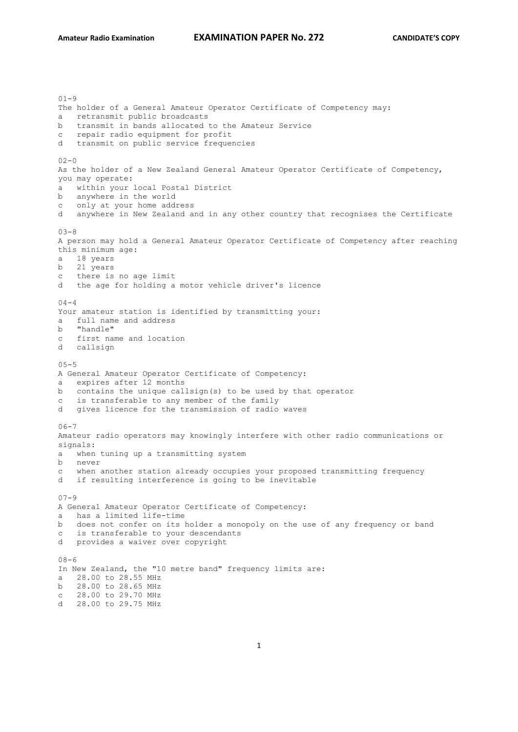01-9
The holder of a General Amateur Operator Certificate of Competency may:
a   retransmit public broadcasts
b   transmit in bands allocated to the Amateur Service
c   repair radio equipment for profit
d   transmit on public service frequencies

02-0
As the holder of a New Zealand General Amateur Operator Certificate of Competency, you may operate:
a   within your local Postal District
b   anywhere in the world
c   only at your home address
d   anywhere in New Zealand and in any other country that recognises the Certificate

03-8
A person may hold a General Amateur Operator Certificate of Competency after reaching this minimum age:
a   18 years
b   21 years
c   there is no age limit
d   the age for holding a motor vehicle driver's licence

04-4
Your amateur station is identified by transmitting your:
a   full name and address
b   "handle"
c   first name and location
d   callsign

05-5
A General Amateur Operator Certificate of Competency:
a   expires after 12 months
b   contains the unique callsign(s) to be used by that operator
c   is transferable to any member of the family
d   gives licence for the transmission of radio waves

06-7
Amateur radio operators may knowingly interfere with other radio communications or signals:
a   when tuning up a transmitting system
b   never
c   when another station already occupies your proposed transmitting frequency
d   if resulting interference is going to be inevitable

07-9
A General Amateur Operator Certificate of Competency:
a   has a limited life-time
b   does not confer on its holder a monopoly on the use of any frequency or band
c   is transferable to your descendants
d   provides a waiver over copyright

08-6
In New Zealand, the "10 metre band" frequency limits are:
a   28.00 to 28.55 MHz
b   28.00 to 28.65 MHz
c   28.00 to 29.70 MHz
d   28.00 to 29.75 MHz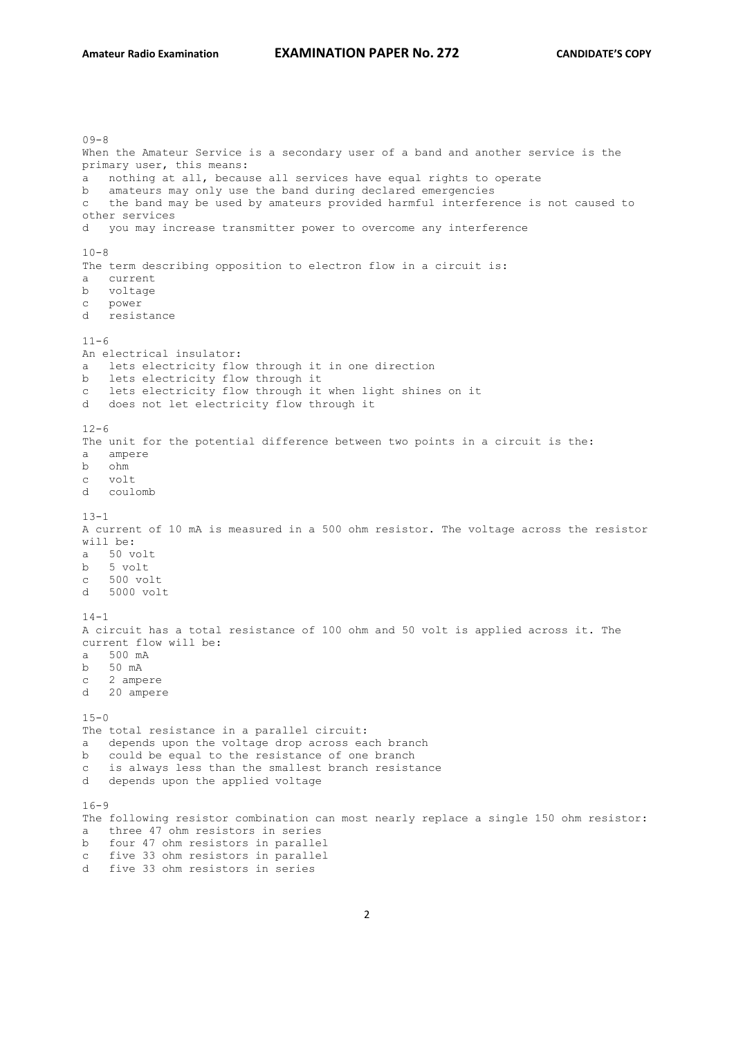09-8

When the Amateur Service is a secondary user of a band and another service is the primary user, this means:

a   nothing at all, because all services have equal rights to operate
b   amateurs may only use the band during declared emergencies
c   the band may be used by amateurs provided harmful interference is not caused to other services
d   you may increase transmitter power to overcome any interference

10-8

The term describing opposition to electron flow in a circuit is:

a   current
b   voltage
c   power
d   resistance

11-6

An electrical insulator:

a   lets electricity flow through it in one direction
b   lets electricity flow through it
c   lets electricity flow through it when light shines on it
d   does not let electricity flow through it

12-6

The unit for the potential difference between two points in a circuit is the:

a   ampere
b   ohm
c   volt
d   coulomb

13-1

A current of 10 mA is measured in a 500 ohm resistor. The voltage across the resistor will be:

a   50 volt
b   5 volt
c   500 volt
d   5000 volt

14-1

A circuit has a total resistance of 100 ohm and 50 volt is applied across it. The current flow will be:

a   500 mA
b   50 mA
c   2 ampere
d   20 ampere

15-0

The total resistance in a parallel circuit:

a   depends upon the voltage drop across each branch
b   could be equal to the resistance of one branch
c   is always less than the smallest branch resistance
d   depends upon the applied voltage

16-9

The following resistor combination can most nearly replace a single 150 ohm resistor:

a   three 47 ohm resistors in series
b   four 47 ohm resistors in parallel
c   five 33 ohm resistors in parallel
d   five 33 ohm resistors in series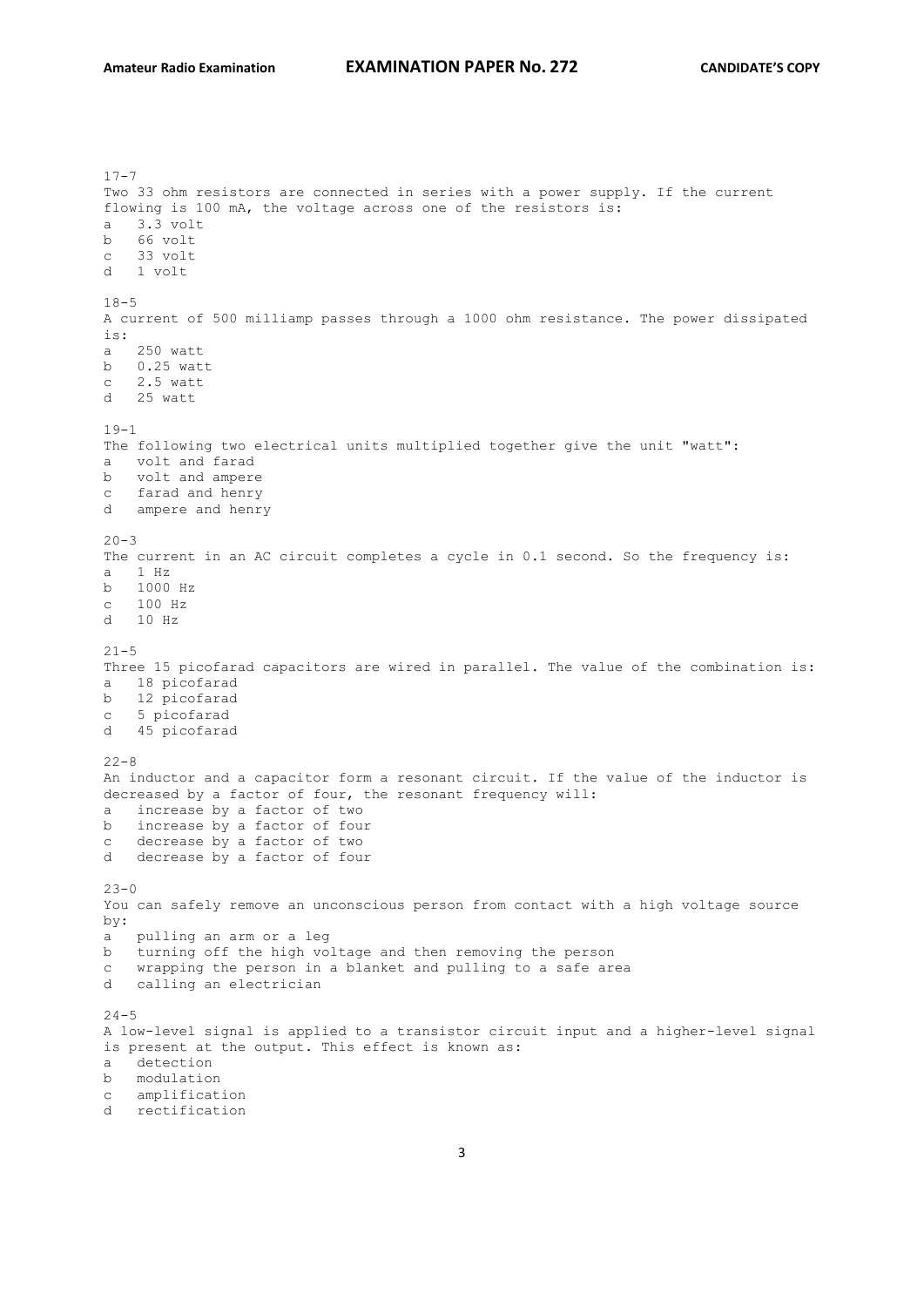17-7
Two 33 ohm resistors are connected in series with a power supply. If the current flowing is 100 mA, the voltage across one of the resistors is:
a 3.3 volt
b 66 volt
c 33 volt
d 1 volt

18-5
A current of 500 milliamp passes through a 1000 ohm resistance. The power dissipated is:
a 250 watt
b 0.25 watt
c 2.5 watt
d 25 watt

19-1
The following two electrical units multiplied together give the unit "watt":
a volt and farad
b volt and ampere
c farad and henry
d ampere and henry

20-3
The current in an AC circuit completes a cycle in 0.1 second. So the frequency is:
a 1 Hz
b 1000 Hz
c 100 Hz
d 10 Hz

21-5
Three 15 picofarad capacitors are wired in parallel. The value of the combination is:
a 18 picofarad
b 12 picofarad
c 5 picofarad
d 45 picofarad

22-8
An inductor and a capacitor form a resonant circuit. If the value of the inductor is decreased by a factor of four, the resonant frequency will:
a increase by a factor of two
b increase by a factor of four
c decrease by a factor of two
d decrease by a factor of four

23-0
You can safely remove an unconscious person from contact with a high voltage source by:
a pulling an arm or a leg
b turning off the high voltage and then removing the person
c wrapping the person in a blanket and pulling to a safe area
d calling an electrician

24-5
A low-level signal is applied to a transistor circuit input and a higher-level signal is present at the output. This effect is known as:
a detection
b modulation
c amplification
d rectification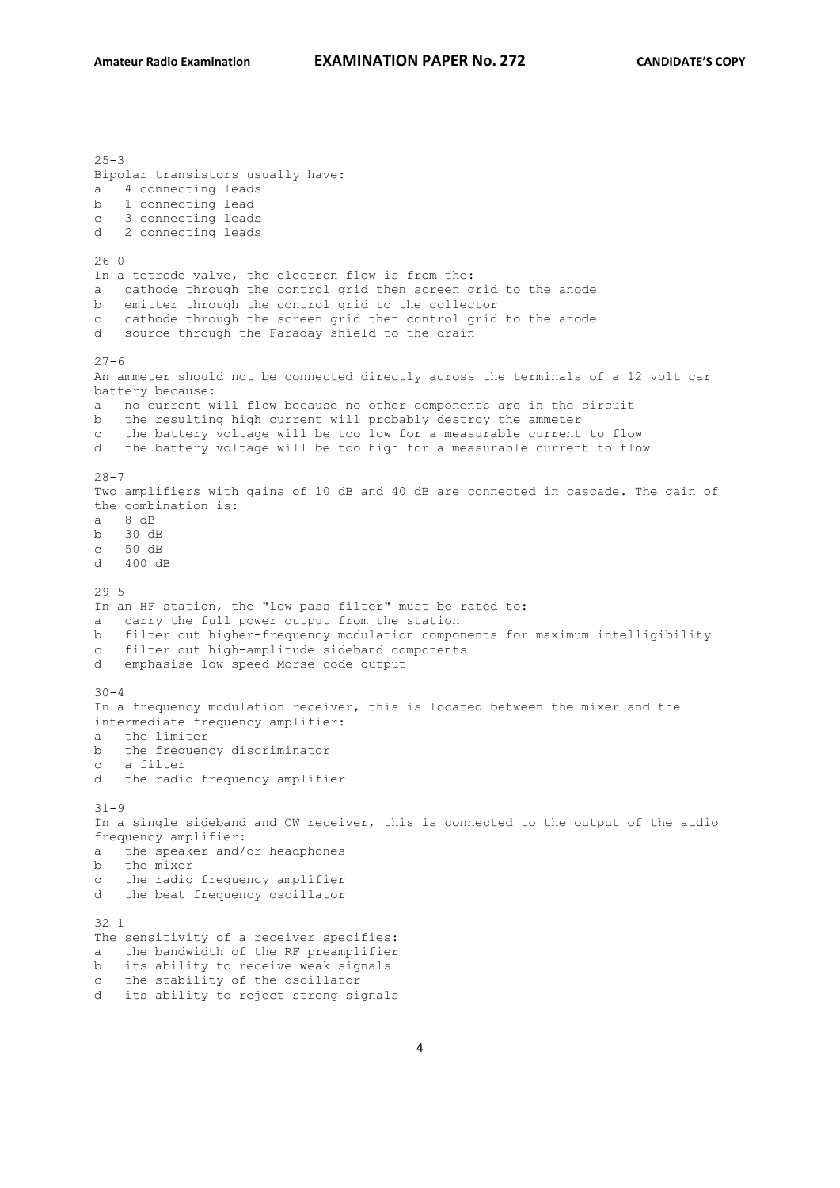25-3
Bipolar transistors usually have:
a   4 connecting leads
b   1 connecting lead
c   3 connecting leads
d   2 connecting leads

26-0
In a tetrode valve, the electron flow is from the:
a   cathode through the control grid then screen grid to the anode
b   emitter through the control grid to the collector
c   cathode through the screen grid then control grid to the anode
d   source through the Faraday shield to the drain

27-6
An ammeter should not be connected directly across the terminals of a 12 volt car battery because:
a   no current will flow because no other components are in the circuit
b   the resulting high current will probably destroy the ammeter
c   the battery voltage will be too low for a measurable current to flow
d   the battery voltage will be too high for a measurable current to flow

28-7
Two amplifiers with gains of 10 dB and 40 dB are connected in cascade. The gain of the combination is:
a   8 dB
b   30 dB
c   50 dB
d   400 dB

29-5
In an HF station, the "low pass filter" must be rated to:
a   carry the full power output from the station
b   filter out higher-frequency modulation components for maximum intelligibility
c   filter out high-amplitude sideband components
d   emphasise low-speed Morse code output

30-4
In a frequency modulation receiver, this is located between the mixer and the intermediate frequency amplifier:
a   the limiter
b   the frequency discriminator
c   a filter
d   the radio frequency amplifier

31-9
In a single sideband and CW receiver, this is connected to the output of the audio frequency amplifier:
a   the speaker and/or headphones
b   the mixer
c   the radio frequency amplifier
d   the beat frequency oscillator

32-1
The sensitivity of a receiver specifies:
a   the bandwidth of the RF preamplifier
b   its ability to receive weak signals
c   the stability of the oscillator
d   its ability to reject strong signals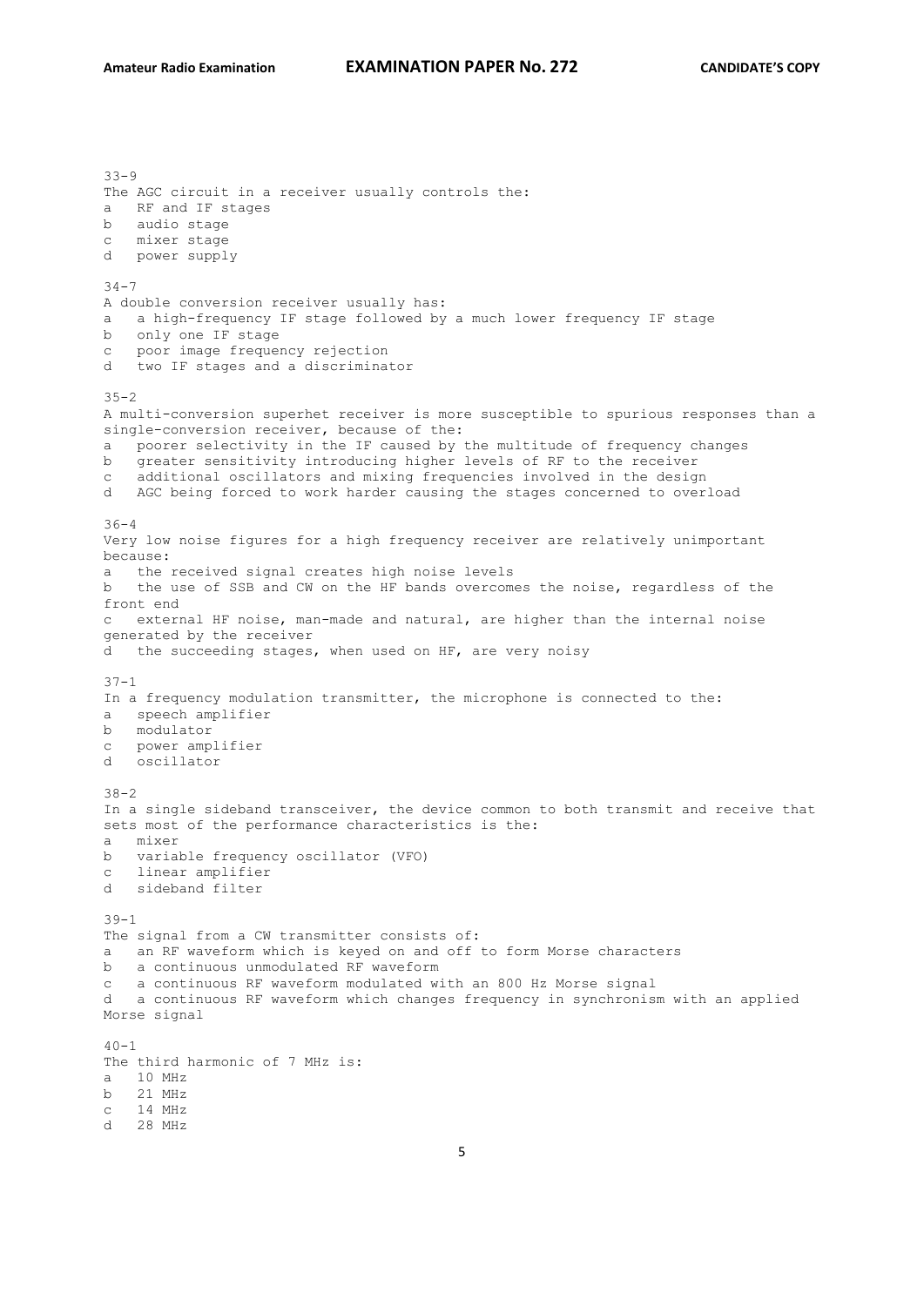33-9
The AGC circuit in a receiver usually controls the:
a RF and IF stages
b audio stage
c mixer stage
d power supply

34-7
A double conversion receiver usually has:
a a high-frequency IF stage followed by a much lower frequency IF stage
b only one IF stage
c poor image frequency rejection
d two IF stages and a discriminator

35-2
A multi-conversion superhet receiver is more susceptible to spurious responses than a single-conversion receiver, because of the:
a poorer selectivity in the IF caused by the multitude of frequency changes
b greater sensitivity introducing higher levels of RF to the receiver
c additional oscillators and mixing frequencies involved in the design
d AGC being forced to work harder causing the stages concerned to overload

36-4
Very low noise figures for a high frequency receiver are relatively unimportant because:
a the received signal creates high noise levels
b the use of SSB and CW on the HF bands overcomes the noise, regardless of the front end
c external HF noise, man-made and natural, are higher than the internal noise generated by the receiver
d the succeeding stages, when used on HF, are very noisy

37-1
In a frequency modulation transmitter, the microphone is connected to the:
a speech amplifier
b modulator
c power amplifier
d oscillator

38-2
In a single sideband transceiver, the device common to both transmit and receive that sets most of the performance characteristics is the:
a mixer
b variable frequency oscillator (VFO)
c linear amplifier
d sideband filter

39-1
The signal from a CW transmitter consists of:
a an RF waveform which is keyed on and off to form Morse characters
b a continuous unmodulated RF waveform
c a continuous RF waveform modulated with an 800 Hz Morse signal
d a continuous RF waveform which changes frequency in synchronism with an applied Morse signal

40-1
The third harmonic of 7 MHz is:
a 10 MHz
b 21 MHz
c 14 MHz
d 28 MHz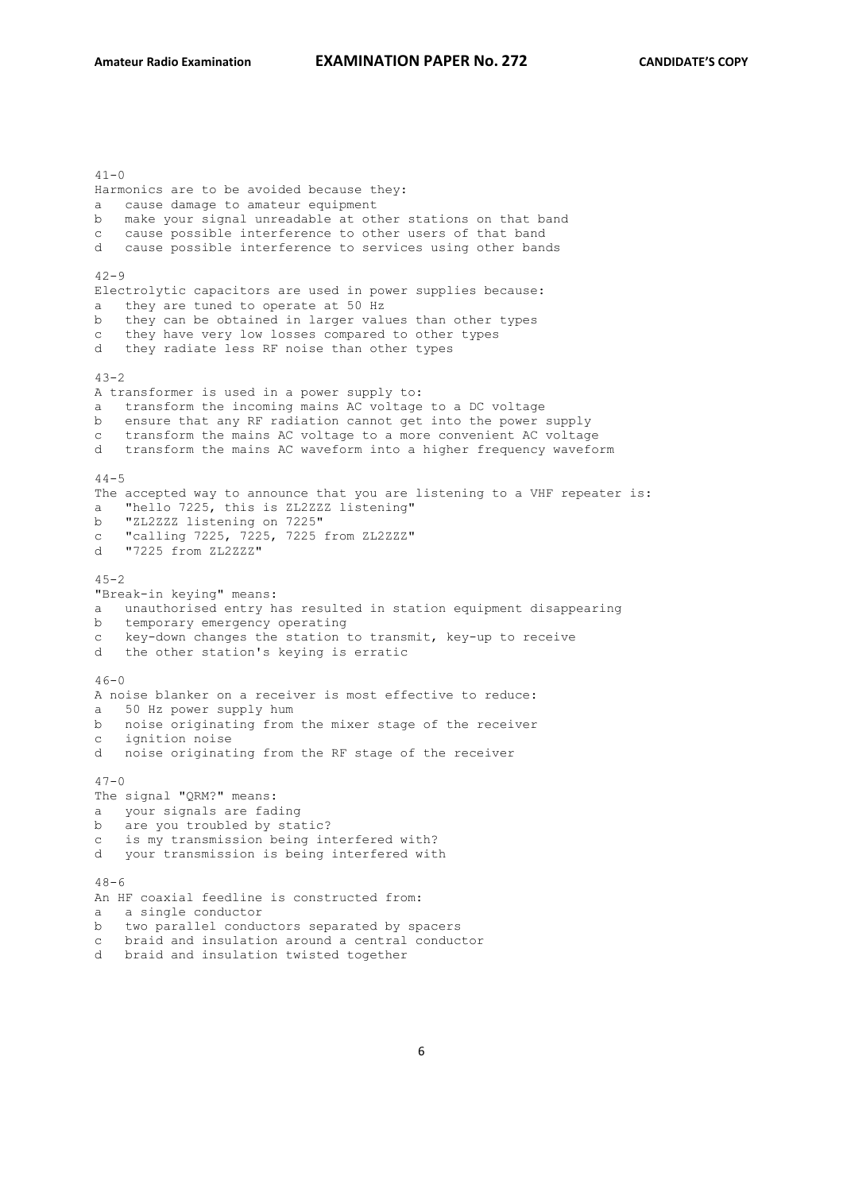41-0
Harmonics are to be avoided because they:
a cause damage to amateur equipment
b make your signal unreadable at other stations on that band
c cause possible interference to other users of that band
d cause possible interference to services using other bands

42-9
Electrolytic capacitors are used in power supplies because:
a they are tuned to operate at 50 Hz
b they can be obtained in larger values than other types
c they have very low losses compared to other types
d they radiate less RF noise than other types

43-2
A transformer is used in a power supply to:
a transform the incoming mains AC voltage to a DC voltage
b ensure that any RF radiation cannot get into the power supply
c transform the mains AC voltage to a more convenient AC voltage
d transform the mains AC waveform into a higher frequency waveform

44-5
The accepted way to announce that you are listening to a VHF repeater is:
a "hello 7225, this is ZL2ZZZ listening"
b "ZL2ZZZ listening on 7225"
c "calling 7225, 7225, 7225 from ZL2ZZZ"
d "7225 from ZL2ZZZ"

45-2
"Break-in keying" means:
a unauthorised entry has resulted in station equipment disappearing
b temporary emergency operating
c key-down changes the station to transmit, key-up to receive
d the other station's keying is erratic

46-0
A noise blanker on a receiver is most effective to reduce:
a 50 Hz power supply hum
b noise originating from the mixer stage of the receiver
c ignition noise
d noise originating from the RF stage of the receiver

47-0
The signal "QRM?" means:
a your signals are fading
b are you troubled by static?
c is my transmission being interfered with?
d your transmission is being interfered with

48-6
An HF coaxial feedline is constructed from:
a a single conductor
b two parallel conductors separated by spacers
c braid and insulation around a central conductor
d braid and insulation twisted together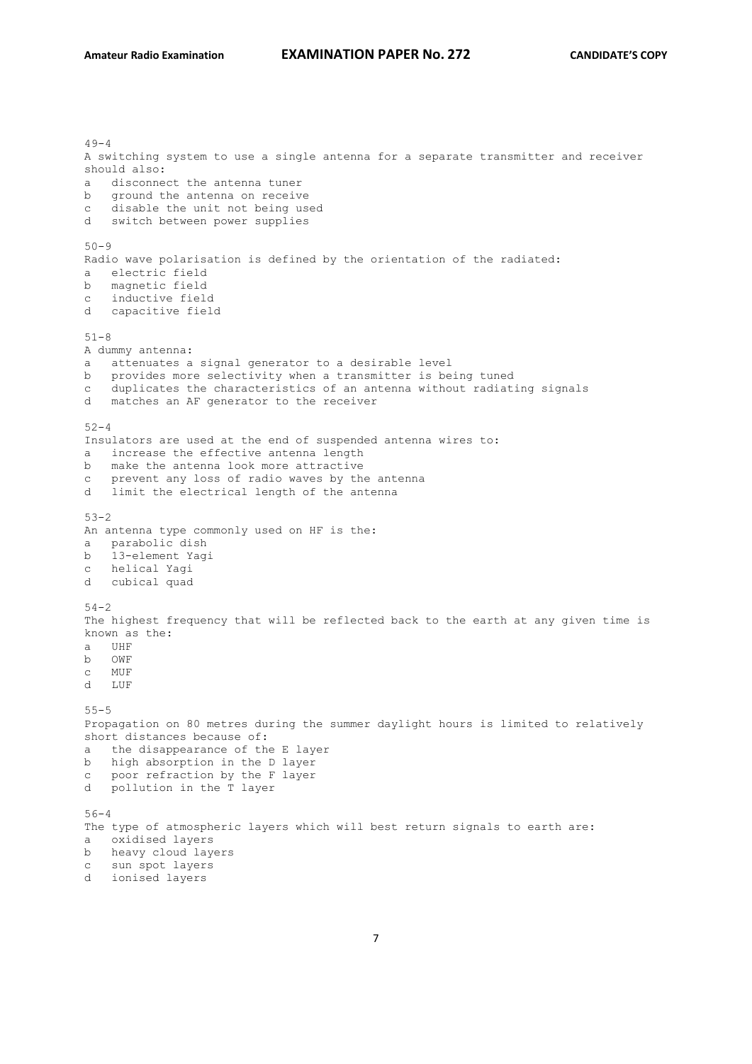49-4
A switching system to use a single antenna for a separate transmitter and receiver should also:
a disconnect the antenna tuner
b ground the antenna on receive
c disable the unit not being used
d switch between power supplies

50-9
Radio wave polarisation is defined by the orientation of the radiated:
a electric field
b magnetic field
c inductive field
d capacitive field

51-8
A dummy antenna:
a attenuates a signal generator to a desirable level
b provides more selectivity when a transmitter is being tuned
c duplicates the characteristics of an antenna without radiating signals
d matches an AF generator to the receiver

52-4
Insulators are used at the end of suspended antenna wires to:
a increase the effective antenna length
b make the antenna look more attractive
c prevent any loss of radio waves by the antenna
d limit the electrical length of the antenna

53-2
An antenna type commonly used on HF is the:
a parabolic dish
b 13-element Yagi
c helical Yagi
d cubical quad

54-2
The highest frequency that will be reflected back to the earth at any given time is known as the:
a UHF
b OWF
c MUF
d LUF

55-5
Propagation on 80 metres during the summer daylight hours is limited to relatively short distances because of:
a the disappearance of the E layer
b high absorption in the D layer
c poor refraction by the F layer
d pollution in the T layer

56-4
The type of atmospheric layers which will best return signals to earth are:
a oxidised layers
b heavy cloud layers
c sun spot layers
d ionised layers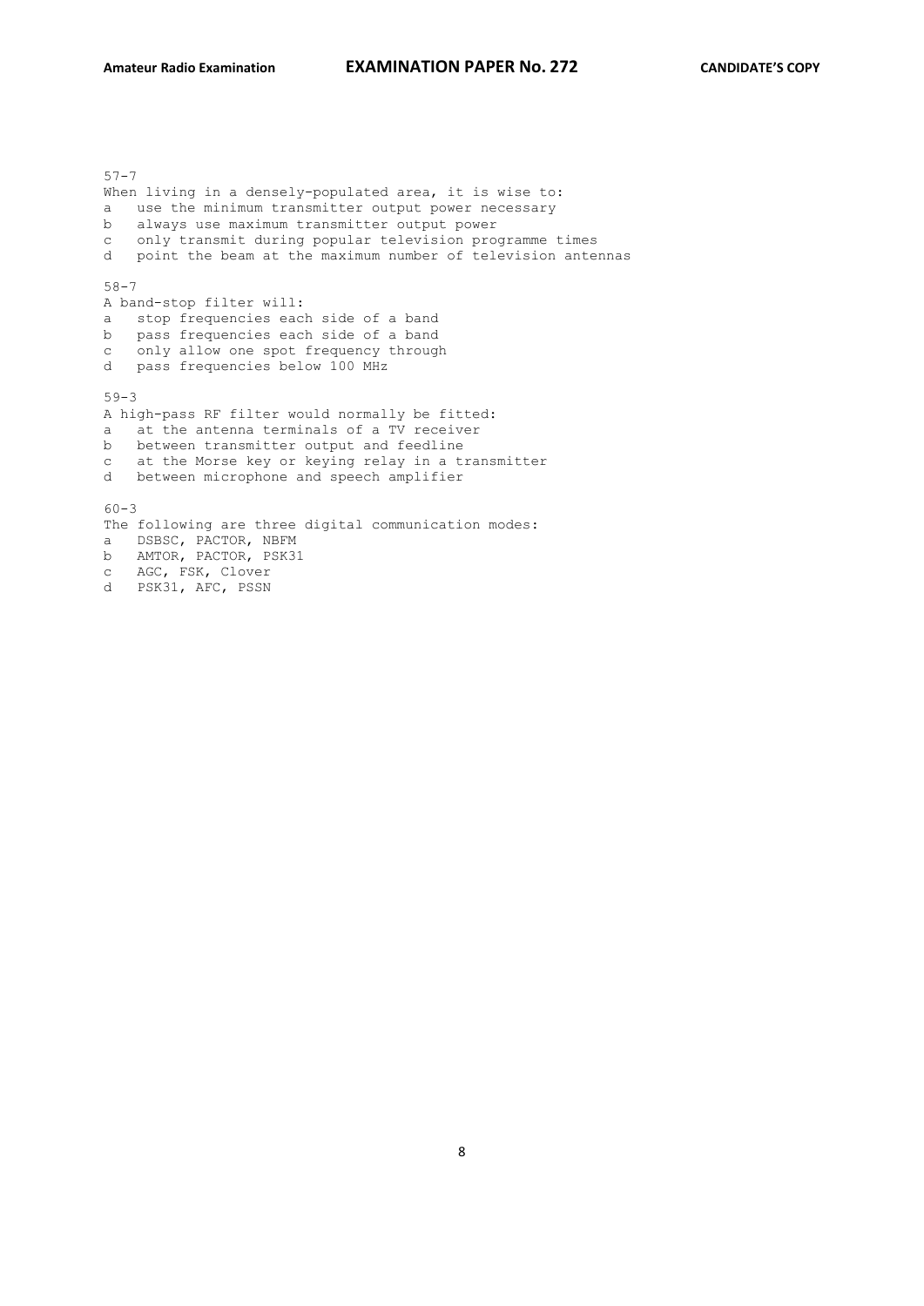57-7
When living in a densely-populated area, it is wise to:

a use the minimum transmitter output power necessary
b always use maximum transmitter output power
c only transmit during popular television programme times
d point the beam at the maximum number of television antennas

58-7
A band-stop filter will:

a stop frequencies each side of a band
b pass frequencies each side of a band
c only allow one spot frequency through
d pass frequencies below 100 MHz

59-3
A high-pass RF filter would normally be fitted:

a at the antenna terminals of a TV receiver
b between transmitter output and feedline
c at the Morse key or keying relay in a transmitter
d between microphone and speech amplifier

60-3
The following are three digital communication modes:

a DSBSC, PACTOR, NBFM
b AMTOR, PACTOR, PSK31
c AGC, FSK, Clover
d PSK31, AFC, PSSN